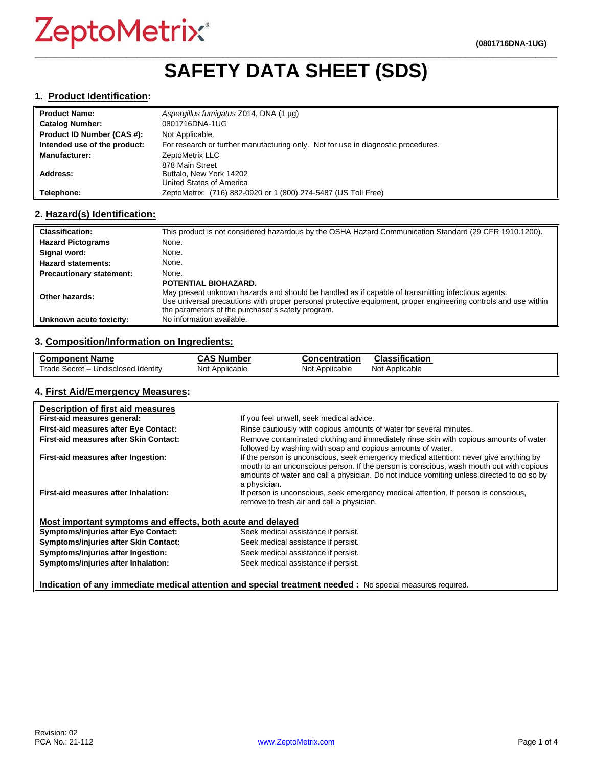ZeptoMetrix®

(0801716DNA-1UG)

# SAFETY DATA SHEET (SDS)

## 1. Product Identification:

| | |
|---|---|
| **Product Name:** | *Aspergillus fumigatus* Z014, DNA (1 µg) |
| **Catalog Number:** | 0801716DNA-1UG |
| **Product ID Number (CAS #):** | Not Applicable. |
| **Intended use of the product:** | For research or further manufacturing only. Not for use in diagnostic procedures. |
| **Manufacturer:** | ZeptoMetrix LLC |
| **Address:** | 878 Main Street<br>Buffalo, New York 14202<br>United States of America |
| **Telephone:** | ZeptoMetrix: (716) 882-0920 or 1 (800) 274-5487 (US Toll Free) |

## 2. Hazard(s) Identification:

| | |
|---|---|
| **Classification:** | This product is not considered hazardous by the OSHA Hazard Communication Standard (29 CFR 1910.1200). |
| **Hazard Pictograms** | None. |
| **Signal word:** | None. |
| **Hazard statements:** | None. |
| **Precautionary statement:** | None. |
| **Other hazards:** | **POTENTIAL BIOHAZARD.**<br>May present unknown hazards and should be handled as if capable of transmitting infectious agents.<br>Use universal precautions with proper personal protective equipment, proper engineering controls and use within the parameters of the purchaser's safety program. |
| **Unknown acute toxicity:** | No information available. |

## 3. Composition/Information on Ingredients:

| Component Name | CAS Number | Concentration | Classification |
|---|---|---|---|
| Trade Secret – Undisclosed Identity | Not Applicable | Not Applicable | Not Applicable |

## 4. First Aid/Emergency Measures:

**Description of first aid measures**

| | |
|---|---|
| **First-aid measures general:** | If you feel unwell, seek medical advice. |
| **First-aid measures after Eye Contact:** | Rinse cautiously with copious amounts of water for several minutes. |
| **First-aid measures after Skin Contact:** | Remove contaminated clothing and immediately rinse skin with copious amounts of water followed by washing with soap and copious amounts of water. |
| **First-aid measures after Ingestion:** | If the person is unconscious, seek emergency medical attention: never give anything by mouth to an unconscious person. If the person is conscious, wash mouth out with copious amounts of water and call a physician. Do not induce vomiting unless directed to do so by a physician. |
| **First-aid measures after Inhalation:** | If person is unconscious, seek emergency medical attention. If person is conscious, remove to fresh air and call a physician. |

**Most important symptoms and effects, both acute and delayed**

| | |
|---|---|
| **Symptoms/injuries after Eye Contact:** | Seek medical assistance if persist. |
| **Symptoms/injuries after Skin Contact:** | Seek medical assistance if persist. |
| **Symptoms/injuries after Ingestion:** | Seek medical assistance if persist. |
| **Symptoms/injuries after Inhalation:** | Seek medical assistance if persist. |

**Indication of any immediate medical attention and special treatment needed :** No special measures required.

Revision: 02
PCA No.: 21-112

www.ZeptoMetrix.com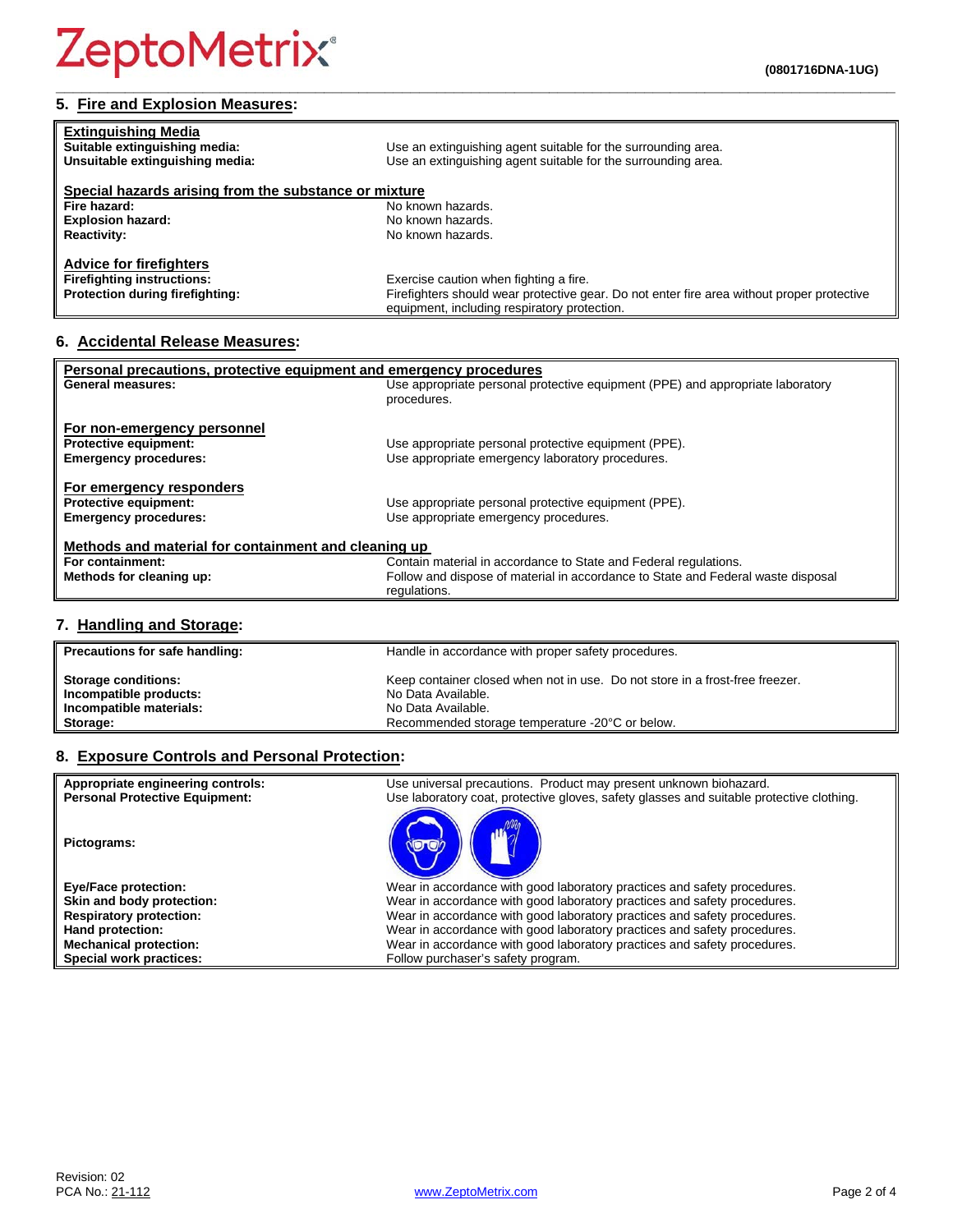## 5. Fire and Explosion Measures:

| | |
|---|---|
| **Extinguishing Media** | |
| **Suitable extinguishing media:** | Use an extinguishing agent suitable for the surrounding area. |
| **Unsuitable extinguishing media:** | Use an extinguishing agent suitable for the surrounding area. |
| **Special hazards arising from the substance or mixture** | |
| **Fire hazard:** | No known hazards. |
| **Explosion hazard:** | No known hazards. |
| **Reactivity:** | No known hazards. |
| **Advice for firefighters** | |
| **Firefighting instructions:** | Exercise caution when fighting a fire. |
| **Protection during firefighting:** | Firefighters should wear protective gear. Do not enter fire area without proper protective equipment, including respiratory protection. |

## 6. Accidental Release Measures:

| | |
|---|---|
| **Personal precautions, protective equipment and emergency procedures** | |
| **General measures:** | Use appropriate personal protective equipment (PPE) and appropriate laboratory procedures. |
| **For non-emergency personnel** | |
| **Protective equipment:** | Use appropriate personal protective equipment (PPE). |
| **Emergency procedures:** | Use appropriate emergency laboratory procedures. |
| **For emergency responders** | |
| **Protective equipment:** | Use appropriate personal protective equipment (PPE). |
| **Emergency procedures:** | Use appropriate emergency procedures. |
| **Methods and material for containment and cleaning up** | |
| **For containment:** | Contain material in accordance to State and Federal regulations. |
| **Methods for cleaning up:** | Follow and dispose of material in accordance to State and Federal waste disposal regulations. |

## 7. Handling and Storage:

| | |
|---|---|
| **Precautions for safe handling:** | Handle in accordance with proper safety procedures. |
| **Storage conditions:** | Keep container closed when not in use. Do not store in a frost-free freezer. |
| **Incompatible products:** | No Data Available. |
| **Incompatible materials:** | No Data Available. |
| **Storage:** | Recommended storage temperature -20°C or below. |

## 8. Exposure Controls and Personal Protection:

| | |
|---|---|
| **Appropriate engineering controls:** | Use universal precautions. Product may present unknown biohazard. |
| **Personal Protective Equipment:** | Use laboratory coat, protective gloves, safety glasses and suitable protective clothing. |
| **Pictograms:** | |
| **Eye/Face protection:** | Wear in accordance with good laboratory practices and safety procedures. |
| **Skin and body protection:** | Wear in accordance with good laboratory practices and safety procedures. |
| **Respiratory protection:** | Wear in accordance with good laboratory practices and safety procedures. |
| **Hand protection:** | Wear in accordance with good laboratory practices and safety procedures. |
| **Mechanical protection:** | Wear in accordance with good laboratory practices and safety procedures. |
| **Special work practices:** | Follow purchaser's safety program. |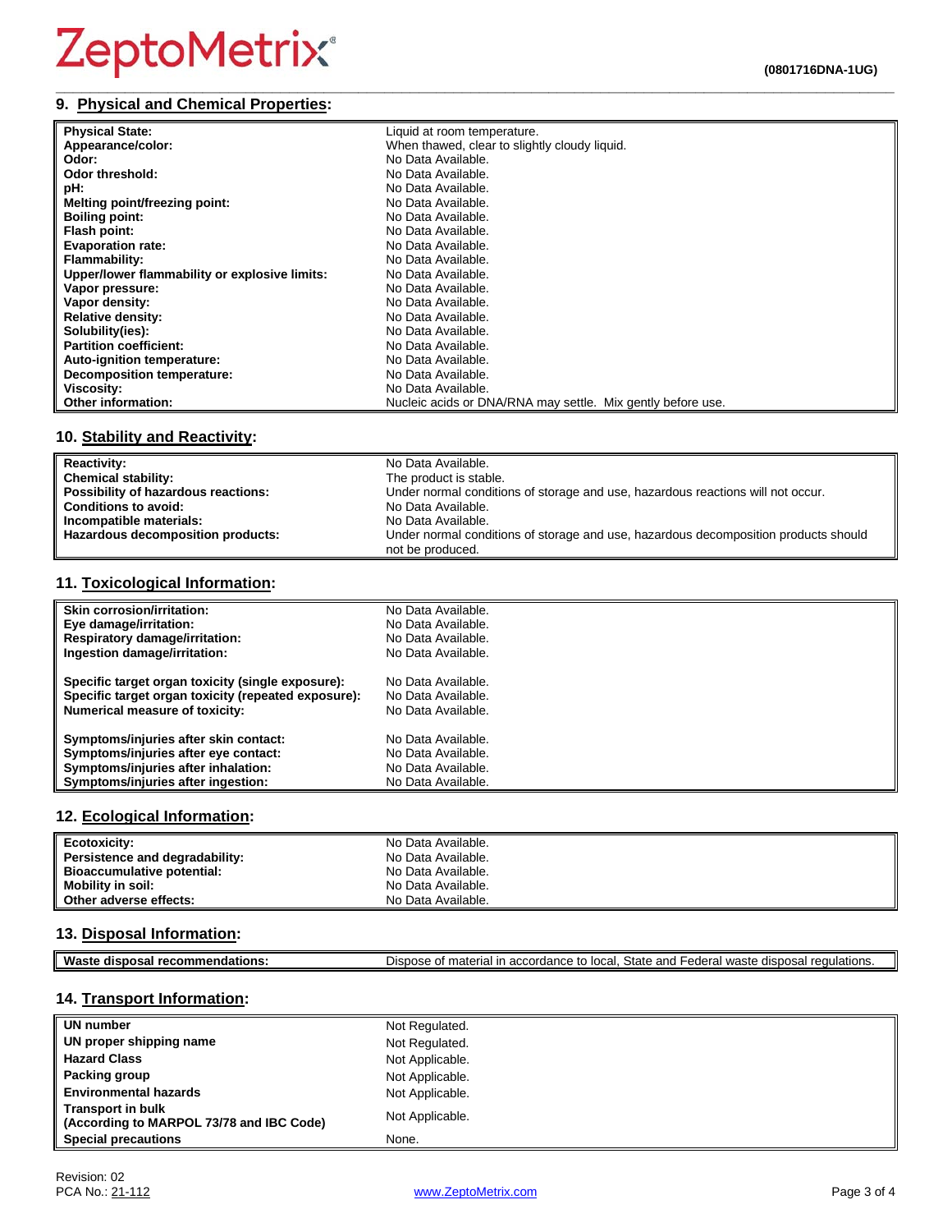## 9. Physical and Chemical Properties:

| | |
|---|---|
| **Physical State:** | Liquid at room temperature. |
| **Appearance/color:** | When thawed, clear to slightly cloudy liquid. |
| **Odor:** | No Data Available. |
| **Odor threshold:** | No Data Available. |
| **pH:** | No Data Available. |
| **Melting point/freezing point:** | No Data Available. |
| **Boiling point:** | No Data Available. |
| **Flash point:** | No Data Available. |
| **Evaporation rate:** | No Data Available. |
| **Flammability:** | No Data Available. |
| **Upper/lower flammability or explosive limits:** | No Data Available. |
| **Vapor pressure:** | No Data Available. |
| **Vapor density:** | No Data Available. |
| **Relative density:** | No Data Available. |
| **Solubility(ies):** | No Data Available. |
| **Partition coefficient:** | No Data Available. |
| **Auto-ignition temperature:** | No Data Available. |
| **Decomposition temperature:** | No Data Available. |
| **Viscosity:** | No Data Available. |
| **Other information:** | Nucleic acids or DNA/RNA may settle. Mix gently before use. |

## 10. Stability and Reactivity:

| | |
|---|---|
| **Reactivity:** | No Data Available. |
| **Chemical stability:** | The product is stable. |
| **Possibility of hazardous reactions:** | Under normal conditions of storage and use, hazardous reactions will not occur. |
| **Conditions to avoid:** | No Data Available. |
| **Incompatible materials:** | No Data Available. |
| **Hazardous decomposition products:** | Under normal conditions of storage and use, hazardous decomposition products should not be produced. |

## 11. Toxicological Information:

| | |
|---|---|
| **Skin corrosion/irritation:** | No Data Available. |
| **Eye damage/irritation:** | No Data Available. |
| **Respiratory damage/irritation:** | No Data Available. |
| **Ingestion damage/irritation:** | No Data Available. |
| **Specific target organ toxicity (single exposure):** | No Data Available. |
| **Specific target organ toxicity (repeated exposure):** | No Data Available. |
| **Numerical measure of toxicity:** | No Data Available. |
| **Symptoms/injuries after skin contact:** | No Data Available. |
| **Symptoms/injuries after eye contact:** | No Data Available. |
| **Symptoms/injuries after inhalation:** | No Data Available. |
| **Symptoms/injuries after ingestion:** | No Data Available. |

## 12. Ecological Information:

| | |
|---|---|
| **Ecotoxicity:** | No Data Available. |
| **Persistence and degradability:** | No Data Available. |
| **Bioaccumulative potential:** | No Data Available. |
| **Mobility in soil:** | No Data Available. |
| **Other adverse effects:** | No Data Available. |

## 13. Disposal Information:

| | |
|---|---|
| **Waste disposal recommendations:** | Dispose of material in accordance to local, State and Federal waste disposal regulations. |

## 14. Transport Information:

| | |
|---|---|
| **UN number** | Not Regulated. |
| **UN proper shipping name** | Not Regulated. |
| **Hazard Class** | Not Applicable. |
| **Packing group** | Not Applicable. |
| **Environmental hazards** | Not Applicable. |
| **Transport in bulk (According to MARPOL 73/78 and IBC Code)** | Not Applicable. |
| **Special precautions** | None. |

Revision: 02
PCA No.: 21-112

www.ZeptoMetrix.com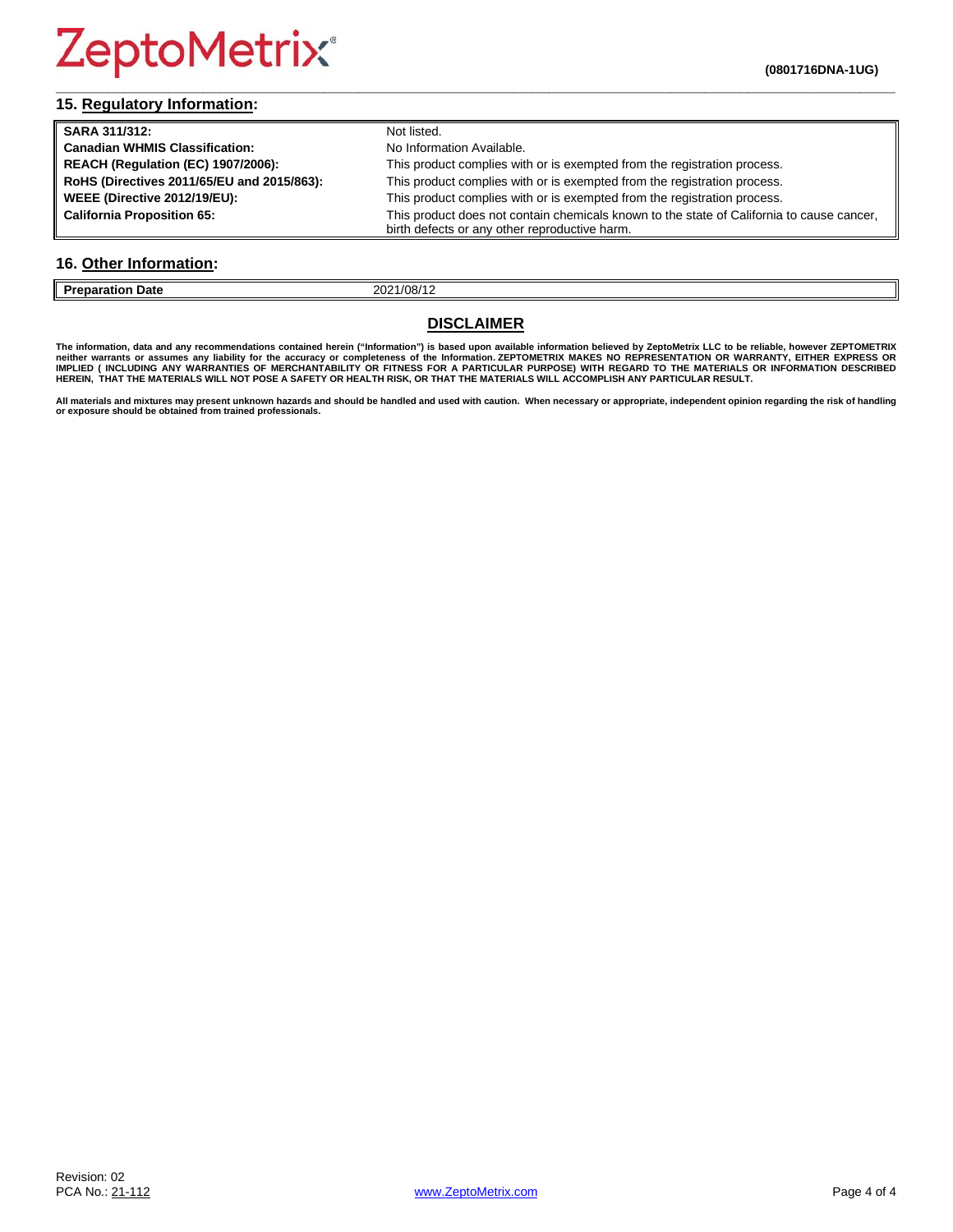## 15. Regulatory Information:

| | |
|---|---|
| **SARA 311/312:** | Not listed. |
| **Canadian WHMIS Classification:** | No Information Available. |
| **REACH (Regulation (EC) 1907/2006):** | This product complies with or is exempted from the registration process. |
| **RoHS (Directives 2011/65/EU and 2015/863):** | This product complies with or is exempted from the registration process. |
| **WEEE (Directive 2012/19/EU):** | This product complies with or is exempted from the registration process. |
| **California Proposition 65:** | This product does not contain chemicals known to the state of California to cause cancer, birth defects or any other reproductive harm. |

## 16. Other Information:

| | |
|---|---|
| **Preparation Date** | 2021/08/12 |

## DISCLAIMER

**The information, data and any recommendations contained herein ("Information") is based upon available information believed by ZeptoMetrix LLC to be reliable, however ZEPTOMETRIX neither warrants or assumes any liability for the accuracy or completeness of the Information. ZEPTOMETRIX MAKES NO REPRESENTATION OR WARRANTY, EITHER EXPRESS OR IMPLIED ( INCLUDING ANY WARRANTIES OF MERCHANTABILITY OR FITNESS FOR A PARTICULAR PURPOSE) WITH REGARD TO THE MATERIALS OR INFORMATION DESCRIBED HEREIN, THAT THE MATERIALS WILL NOT POSE A SAFETY OR HEALTH RISK, OR THAT THE MATERIALS WILL ACCOMPLISH ANY PARTICULAR RESULT.**

**All materials and mixtures may present unknown hazards and should be handled and used with caution. When necessary or appropriate, independent opinion regarding the risk of handling or exposure should be obtained from trained professionals.**

Revision: 02
PCA No.: 21-112